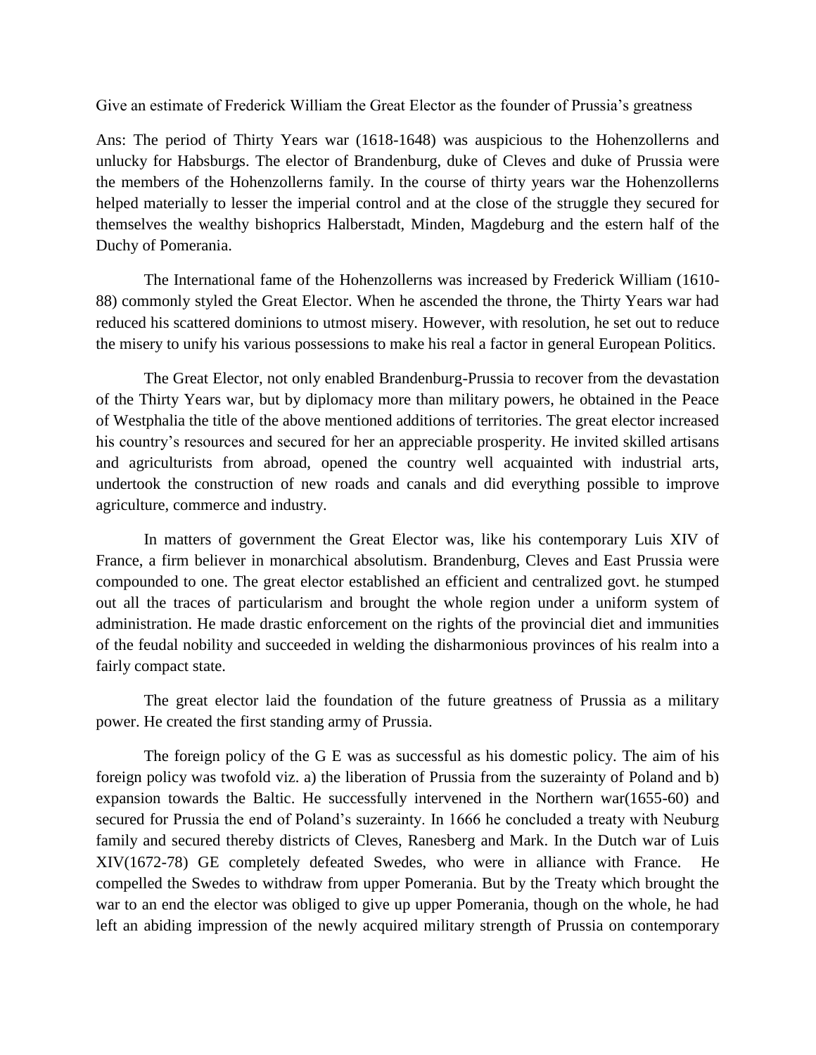Give an estimate of Frederick William the Great Elector as the founder of Prussia's greatness

Ans: The period of Thirty Years war (1618-1648) was auspicious to the Hohenzollerns and unlucky for Habsburgs. The elector of Brandenburg, duke of Cleves and duke of Prussia were the members of the Hohenzollerns family. In the course of thirty years war the Hohenzollerns helped materially to lesser the imperial control and at the close of the struggle they secured for themselves the wealthy bishoprics Halberstadt, Minden, Magdeburg and the estern half of the Duchy of Pomerania.

The International fame of the Hohenzollerns was increased by Frederick William (1610-88) commonly styled the Great Elector. When he ascended the throne, the Thirty Years war had reduced his scattered dominions to utmost misery. However, with resolution, he set out to reduce the misery to unify his various possessions to make his real a factor in general European Politics.

The Great Elector, not only enabled Brandenburg-Prussia to recover from the devastation of the Thirty Years war, but by diplomacy more than military powers, he obtained in the Peace of Westphalia the title of the above mentioned additions of territories. The great elector increased his country's resources and secured for her an appreciable prosperity. He invited skilled artisans and agriculturists from abroad, opened the country well acquainted with industrial arts, undertook the construction of new roads and canals and did everything possible to improve agriculture, commerce and industry.

In matters of government the Great Elector was, like his contemporary Luis XIV of France, a firm believer in monarchical absolutism. Brandenburg, Cleves and East Prussia were compounded to one. The great elector established an efficient and centralized govt. he stumped out all the traces of particularism and brought the whole region under a uniform system of administration. He made drastic enforcement on the rights of the provincial diet and immunities of the feudal nobility and succeeded in welding the disharmonious provinces of his realm into a fairly compact state.

The great elector laid the foundation of the future greatness of Prussia as a military power. He created the first standing army of Prussia.

The foreign policy of the G E was as successful as his domestic policy. The aim of his foreign policy was twofold viz. a) the liberation of Prussia from the suzerainty of Poland and b) expansion towards the Baltic. He successfully intervened in the Northern war(1655-60) and secured for Prussia the end of Poland's suzerainty. In 1666 he concluded a treaty with Neuburg family and secured thereby districts of Cleves, Ranesberg and Mark. In the Dutch war of Luis XIV(1672-78) GE completely defeated Swedes, who were in alliance with France. He compelled the Swedes to withdraw from upper Pomerania. But by the Treaty which brought the war to an end the elector was obliged to give up upper Pomerania, though on the whole, he had left an abiding impression of the newly acquired military strength of Prussia on contemporary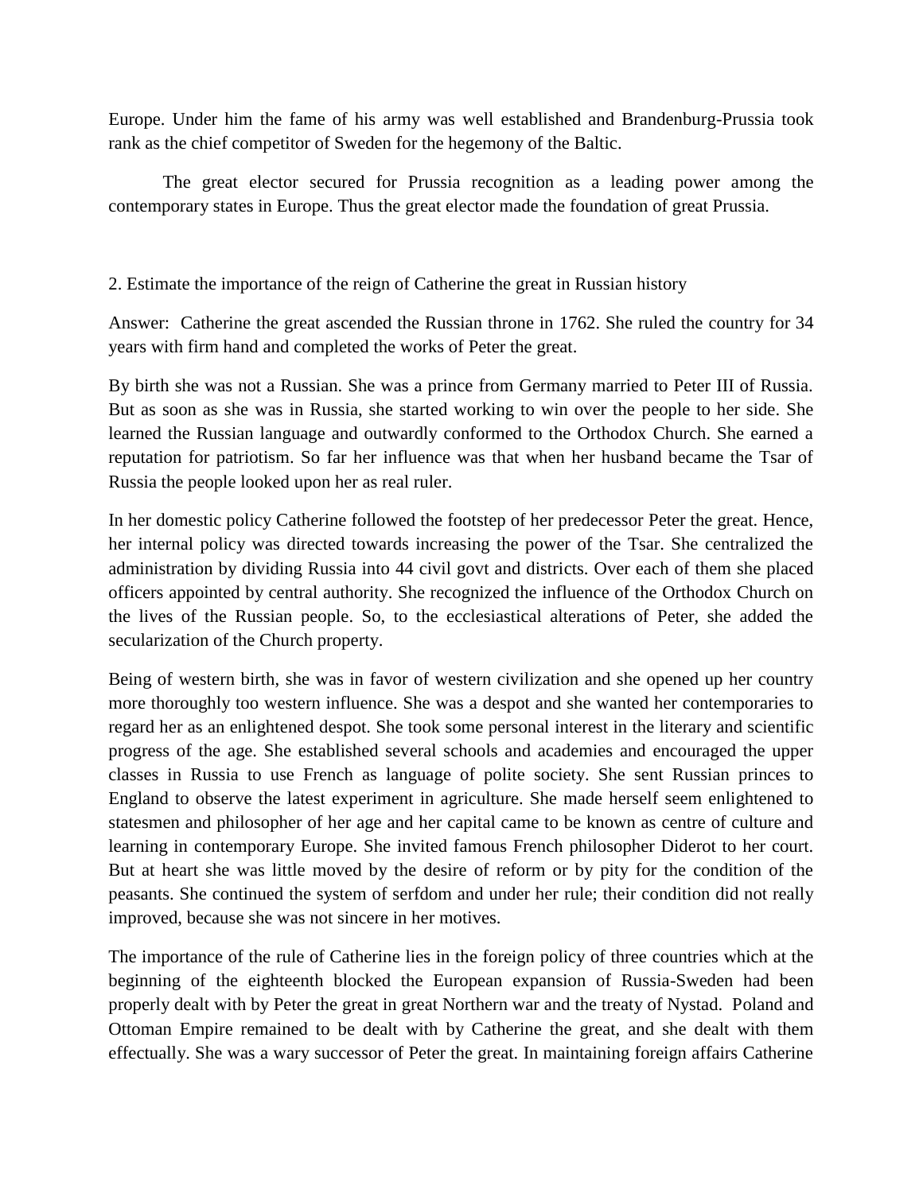Europe. Under him the fame of his army was well established and Brandenburg-Prussia took rank as the chief competitor of Sweden for the hegemony of the Baltic.

The great elector secured for Prussia recognition as a leading power among the contemporary states in Europe. Thus the great elector made the foundation of great Prussia.

2. Estimate the importance of the reign of Catherine the great in Russian history

Answer: Catherine the great ascended the Russian throne in 1762. She ruled the country for 34 years with firm hand and completed the works of Peter the great.

By birth she was not a Russian. She was a prince from Germany married to Peter III of Russia. But as soon as she was in Russia, she started working to win over the people to her side. She learned the Russian language and outwardly conformed to the Orthodox Church. She earned a reputation for patriotism. So far her influence was that when her husband became the Tsar of Russia the people looked upon her as real ruler.

In her domestic policy Catherine followed the footstep of her predecessor Peter the great. Hence, her internal policy was directed towards increasing the power of the Tsar. She centralized the administration by dividing Russia into 44 civil govt and districts. Over each of them she placed officers appointed by central authority. She recognized the influence of the Orthodox Church on the lives of the Russian people. So, to the ecclesiastical alterations of Peter, she added the secularization of the Church property.

Being of western birth, she was in favor of western civilization and she opened up her country more thoroughly too western influence. She was a despot and she wanted her contemporaries to regard her as an enlightened despot. She took some personal interest in the literary and scientific progress of the age. She established several schools and academies and encouraged the upper classes in Russia to use French as language of polite society. She sent Russian princes to England to observe the latest experiment in agriculture. She made herself seem enlightened to statesmen and philosopher of her age and her capital came to be known as centre of culture and learning in contemporary Europe. She invited famous French philosopher Diderot to her court. But at heart she was little moved by the desire of reform or by pity for the condition of the peasants. She continued the system of serfdom and under her rule; their condition did not really improved, because she was not sincere in her motives.

The importance of the rule of Catherine lies in the foreign policy of three countries which at the beginning of the eighteenth blocked the European expansion of Russia-Sweden had been properly dealt with by Peter the great in great Northern war and the treaty of Nystad. Poland and Ottoman Empire remained to be dealt with by Catherine the great, and she dealt with them effectually. She was a wary successor of Peter the great. In maintaining foreign affairs Catherine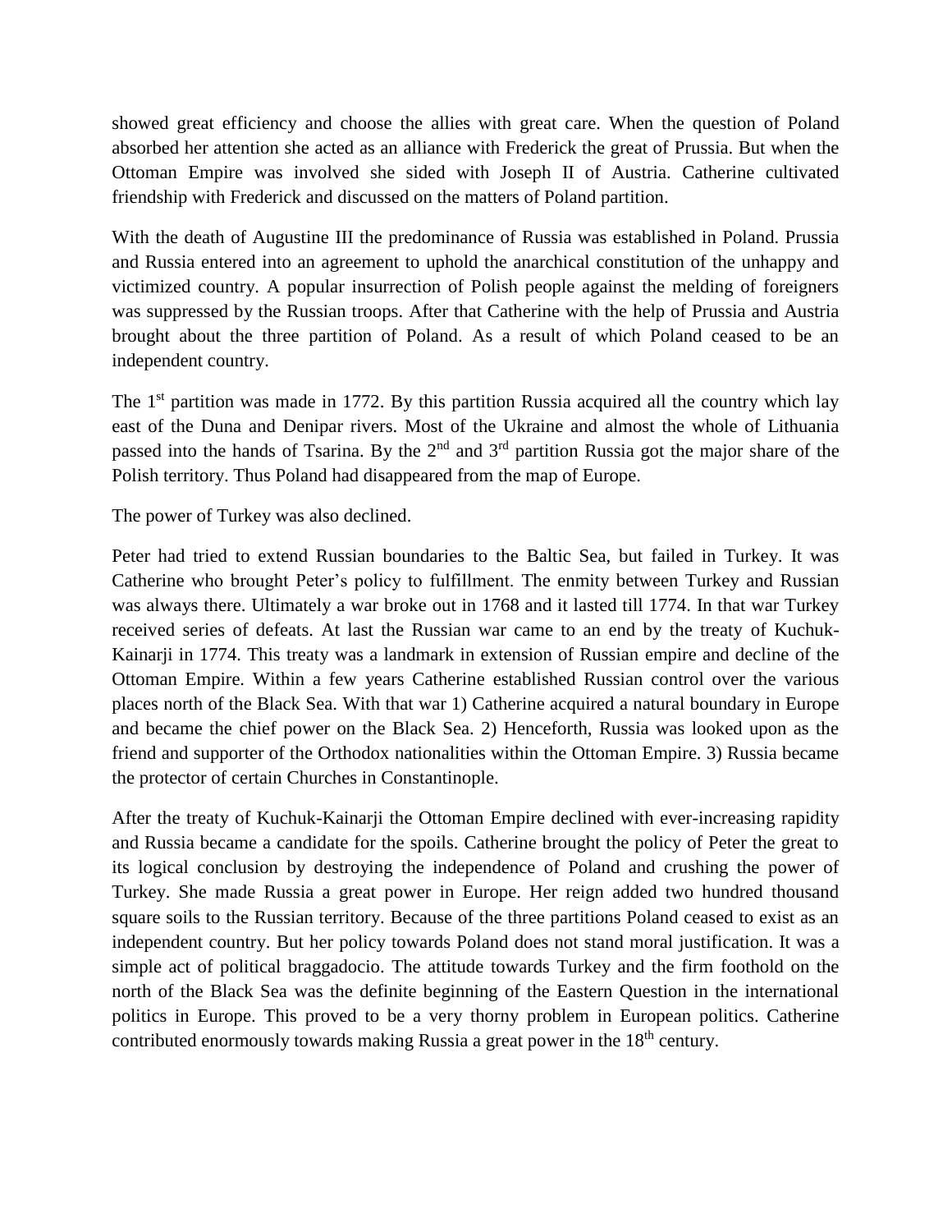showed great efficiency and choose the allies with great care. When the question of Poland absorbed her attention she acted as an alliance with Frederick the great of Prussia. But when the Ottoman Empire was involved she sided with Joseph II of Austria. Catherine cultivated friendship with Frederick and discussed on the matters of Poland partition.

With the death of Augustine III the predominance of Russia was established in Poland. Prussia and Russia entered into an agreement to uphold the anarchical constitution of the unhappy and victimized country. A popular insurrection of Polish people against the melding of foreigners was suppressed by the Russian troops. After that Catherine with the help of Prussia and Austria brought about the three partition of Poland. As a result of which Poland ceased to be an independent country.

The 1st partition was made in 1772. By this partition Russia acquired all the country which lay east of the Duna and Denipar rivers. Most of the Ukraine and almost the whole of Lithuania passed into the hands of Tsarina. By the 2nd and 3rd partition Russia got the major share of the Polish territory. Thus Poland had disappeared from the map of Europe.

The power of Turkey was also declined.

Peter had tried to extend Russian boundaries to the Baltic Sea, but failed in Turkey. It was Catherine who brought Peter's policy to fulfillment. The enmity between Turkey and Russian was always there. Ultimately a war broke out in 1768 and it lasted till 1774. In that war Turkey received series of defeats. At last the Russian war came to an end by the treaty of Kuchuk-Kainarji in 1774. This treaty was a landmark in extension of Russian empire and decline of the Ottoman Empire. Within a few years Catherine established Russian control over the various places north of the Black Sea. With that war 1) Catherine acquired a natural boundary in Europe and became the chief power on the Black Sea. 2) Henceforth, Russia was looked upon as the friend and supporter of the Orthodox nationalities within the Ottoman Empire. 3) Russia became the protector of certain Churches in Constantinople.

After the treaty of Kuchuk-Kainarji the Ottoman Empire declined with ever-increasing rapidity and Russia became a candidate for the spoils. Catherine brought the policy of Peter the great to its logical conclusion by destroying the independence of Poland and crushing the power of Turkey. She made Russia a great power in Europe. Her reign added two hundred thousand square soils to the Russian territory. Because of the three partitions Poland ceased to exist as an independent country. But her policy towards Poland does not stand moral justification. It was a simple act of political braggadocio. The attitude towards Turkey and the firm foothold on the north of the Black Sea was the definite beginning of the Eastern Question in the international politics in Europe. This proved to be a very thorny problem in European politics. Catherine contributed enormously towards making Russia a great power in the 18th century.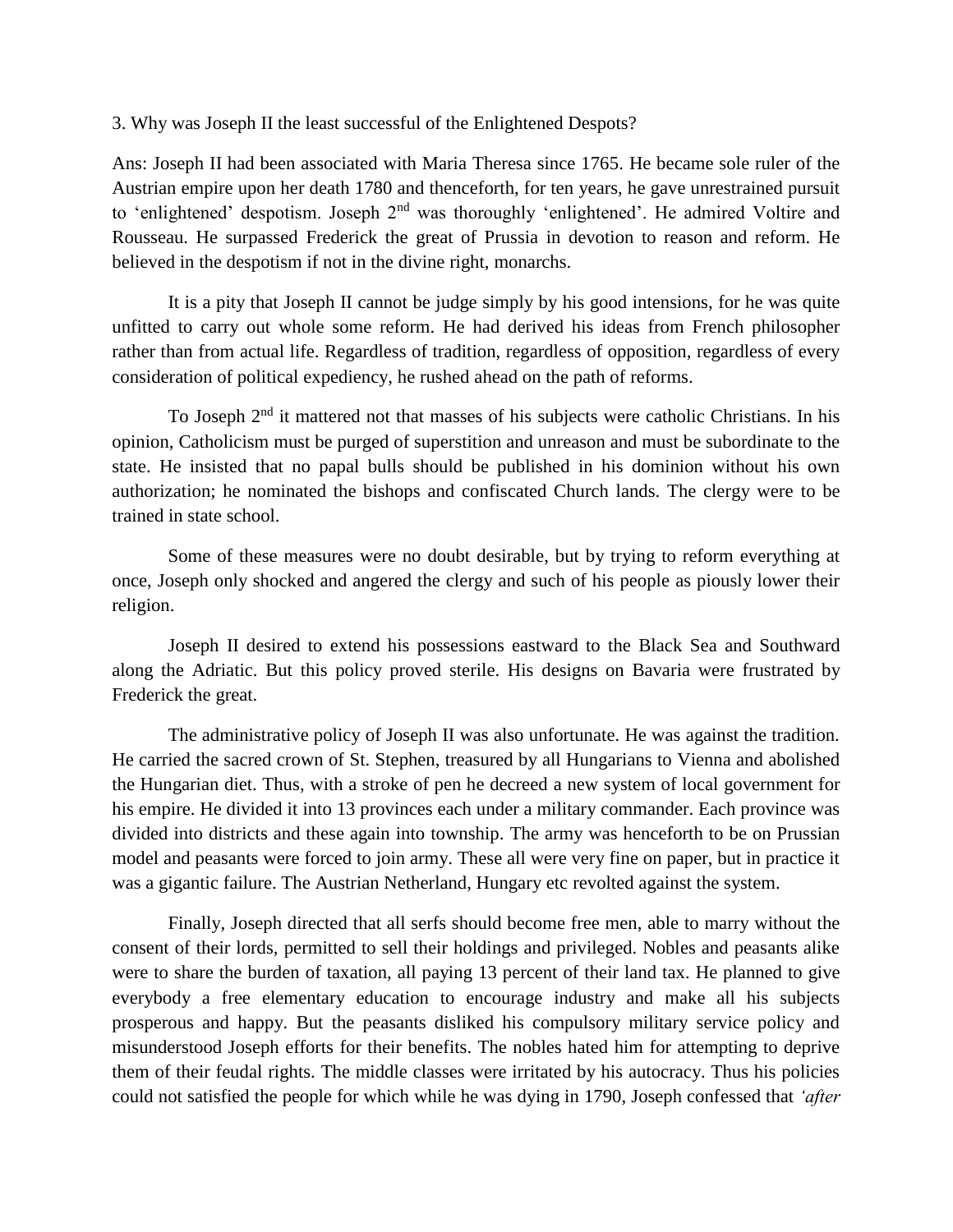3. Why was Joseph II the least successful of the Enlightened Despots?

Ans: Joseph II had been associated with Maria Theresa since 1765. He became sole ruler of the Austrian empire upon her death 1780 and thenceforth, for ten years, he gave unrestrained pursuit to 'enlightened' despotism. Joseph 2nd was thoroughly 'enlightened'. He admired Voltire and Rousseau. He surpassed Frederick the great of Prussia in devotion to reason and reform. He believed in the despotism if not in the divine right, monarchs.

It is a pity that Joseph II cannot be judge simply by his good intensions, for he was quite unfitted to carry out whole some reform. He had derived his ideas from French philosopher rather than from actual life. Regardless of tradition, regardless of opposition, regardless of every consideration of political expediency, he rushed ahead on the path of reforms.

To Joseph 2nd it mattered not that masses of his subjects were catholic Christians. In his opinion, Catholicism must be purged of superstition and unreason and must be subordinate to the state. He insisted that no papal bulls should be published in his dominion without his own authorization; he nominated the bishops and confiscated Church lands. The clergy were to be trained in state school.

Some of these measures were no doubt desirable, but by trying to reform everything at once, Joseph only shocked and angered the clergy and such of his people as piously lower their religion.

Joseph II desired to extend his possessions eastward to the Black Sea and Southward along the Adriatic. But this policy proved sterile. His designs on Bavaria were frustrated by Frederick the great.

The administrative policy of Joseph II was also unfortunate. He was against the tradition. He carried the sacred crown of St. Stephen, treasured by all Hungarians to Vienna and abolished the Hungarian diet. Thus, with a stroke of pen he decreed a new system of local government for his empire. He divided it into 13 provinces each under a military commander. Each province was divided into districts and these again into township. The army was henceforth to be on Prussian model and peasants were forced to join army. These all were very fine on paper, but in practice it was a gigantic failure. The Austrian Netherland, Hungary etc revolted against the system.

Finally, Joseph directed that all serfs should become free men, able to marry without the consent of their lords, permitted to sell their holdings and privileged. Nobles and peasants alike were to share the burden of taxation, all paying 13 percent of their land tax. He planned to give everybody a free elementary education to encourage industry and make all his subjects prosperous and happy. But the peasants disliked his compulsory military service policy and misunderstood Joseph efforts for their benefits. The nobles hated him for attempting to deprive them of their feudal rights. The middle classes were irritated by his autocracy. Thus his policies could not satisfied the people for which while he was dying in 1790, Joseph confessed that *'after*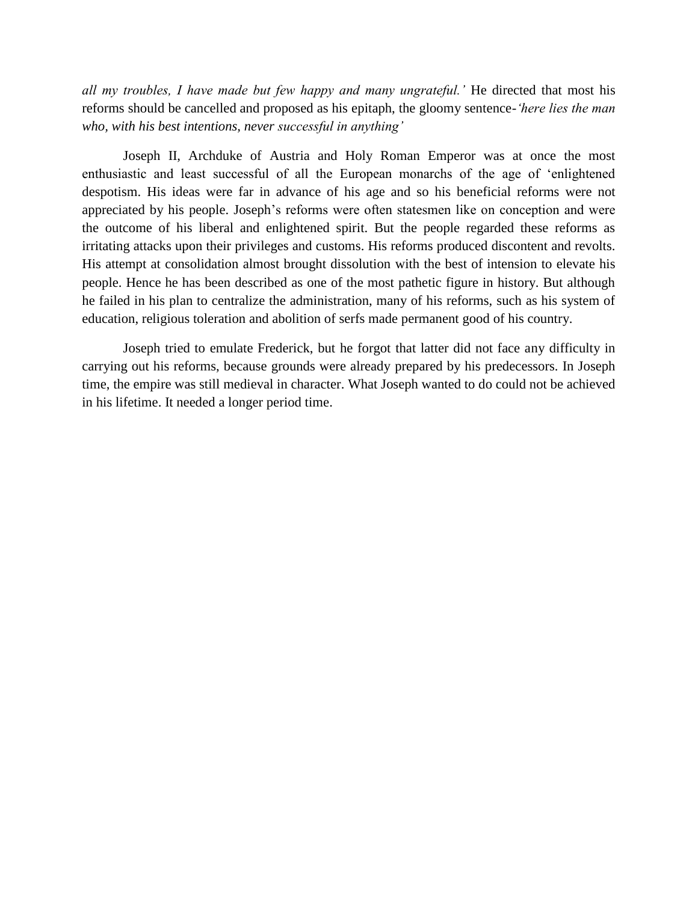*all my troubles, I have made but few happy and many ungrateful.'* He directed that most his reforms should be cancelled and proposed as his epitaph, the gloomy sentence-*'here lies the man who, with his best intentions, never successful in anything'*

Joseph II, Archduke of Austria and Holy Roman Emperor was at once the most enthusiastic and least successful of all the European monarchs of the age of 'enlightened despotism. His ideas were far in advance of his age and so his beneficial reforms were not appreciated by his people. Joseph's reforms were often statesmen like on conception and were the outcome of his liberal and enlightened spirit. But the people regarded these reforms as irritating attacks upon their privileges and customs. His reforms produced discontent and revolts. His attempt at consolidation almost brought dissolution with the best of intension to elevate his people. Hence he has been described as one of the most pathetic figure in history. But although he failed in his plan to centralize the administration, many of his reforms, such as his system of education, religious toleration and abolition of serfs made permanent good of his country.

Joseph tried to emulate Frederick, but he forgot that latter did not face any difficulty in carrying out his reforms, because grounds were already prepared by his predecessors. In Joseph time, the empire was still medieval in character. What Joseph wanted to do could not be achieved in his lifetime. It needed a longer period time.